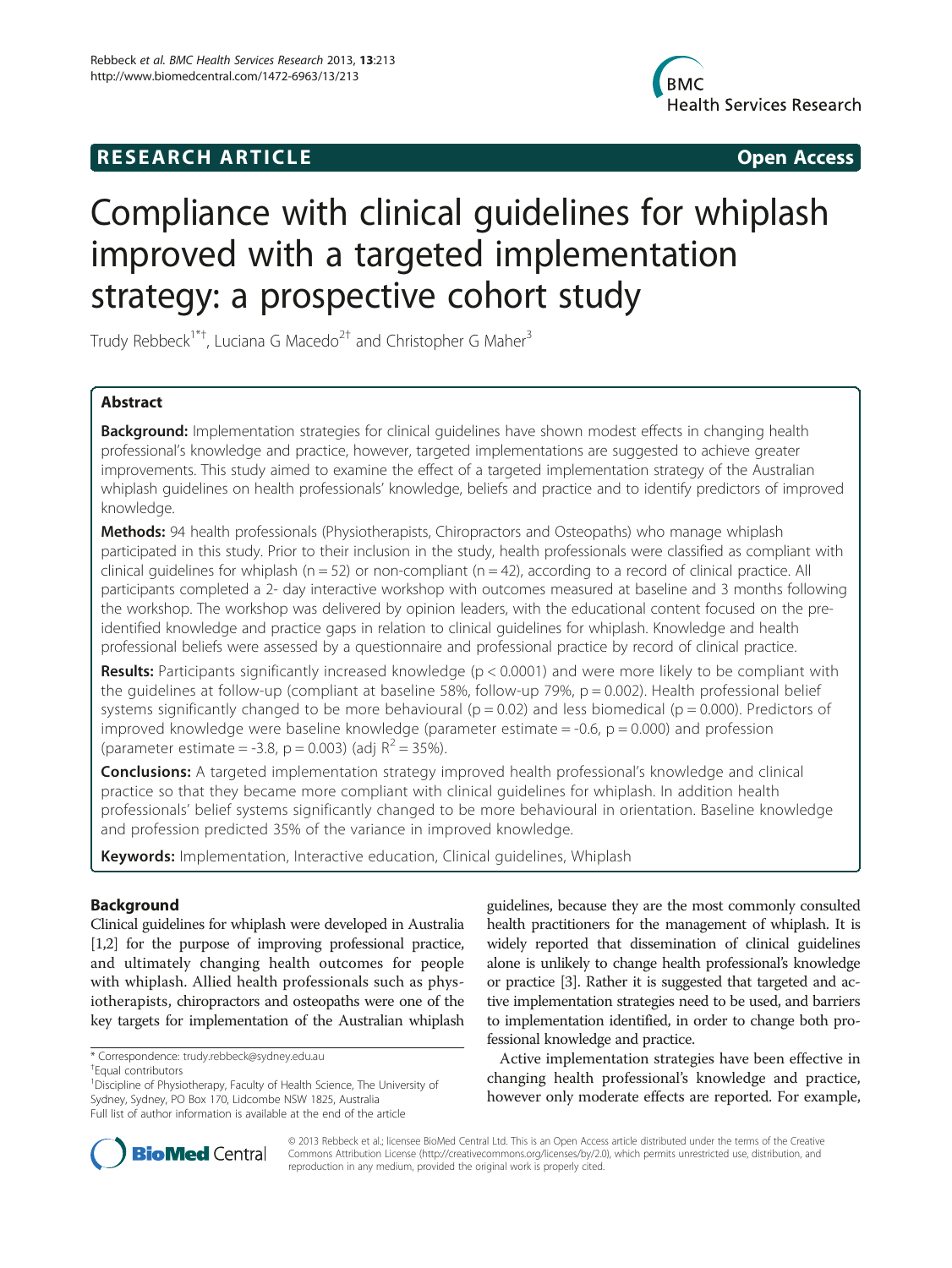RESEARCH ARTICLE **Open Access**

# Compliance with clinical guidelines for whiplash improved with a targeted implementation strategy: a prospective cohort study

Trudy Rebbeck[1*†], Luciana G Macedo[2†] and Christopher G Maher[3]

## Abstract

**Background:** Implementation strategies for clinical guidelines have shown modest effects in changing health professional's knowledge and practice, however, targeted implementations are suggested to achieve greater improvements. This study aimed to examine the effect of a targeted implementation strategy of the Australian whiplash guidelines on health professionals' knowledge, beliefs and practice and to identify predictors of improved knowledge.

**Methods:** 94 health professionals (Physiotherapists, Chiropractors and Osteopaths) who manage whiplash participated in this study. Prior to their inclusion in the study, health professionals were classified as compliant with clinical guidelines for whiplash (n = 52) or non-compliant (n = 42), according to a record of clinical practice. All participants completed a 2- day interactive workshop with outcomes measured at baseline and 3 months following the workshop. The workshop was delivered by opinion leaders, with the educational content focused on the pre-identified knowledge and practice gaps in relation to clinical guidelines for whiplash. Knowledge and health professional beliefs were assessed by a questionnaire and professional practice by record of clinical practice.

**Results:** Participants significantly increased knowledge ($p < 0.0001$) and were more likely to be compliant with the guidelines at follow-up (compliant at baseline 58%, follow-up 79%, $p = 0.002$). Health professional belief systems significantly changed to be more behavioural ($p = 0.02$) and less biomedical ($p = 0.000$). Predictors of improved knowledge were baseline knowledge (parameter estimate = -0.6, $p = 0.000$) and profession (parameter estimate = -3.8, $p = 0.003$) (adj $R^2 = 35\%$).

**Conclusions:** A targeted implementation strategy improved health professional's knowledge and clinical practice so that they became more compliant with clinical guidelines for whiplash. In addition health professionals' belief systems significantly changed to be more behavioural in orientation. Baseline knowledge and profession predicted 35% of the variance in improved knowledge.

**Keywords:** Implementation, Interactive education, Clinical guidelines, Whiplash

## Background

Clinical guidelines for whiplash were developed in Australia [1,2] for the purpose of improving professional practice, and ultimately changing health outcomes for people with whiplash. Allied health professionals such as physiotherapists, chiropractors and osteopaths were one of the key targets for implementation of the Australian whiplash guidelines, because they are the most commonly consulted health practitioners for the management of whiplash. It is widely reported that dissemination of clinical guidelines alone is unlikely to change health professional's knowledge or practice [3]. Rather it is suggested that targeted and active implementation strategies need to be used, and barriers to implementation identified, in order to change both professional knowledge and practice.

Active implementation strategies have been effective in changing health professional's knowledge and practice, however only moderate effects are reported. For example,

\* Correspondence: trudy.rebbeck@sydney.edu.au

†Equal contributors

[1]Discipline of Physiotherapy, Faculty of Health Science, The University of Sydney, Sydney, PO Box 170, Lidcombe NSW 1825, Australia

Full list of author information is available at the end of the article

© 2013 Rebbeck et al.; licensee BioMed Central Ltd. This is an Open Access article distributed under the terms of the Creative Commons Attribution License (http://creativecommons.org/licenses/by/2.0), which permits unrestricted use, distribution, and reproduction in any medium, provided the original work is properly cited.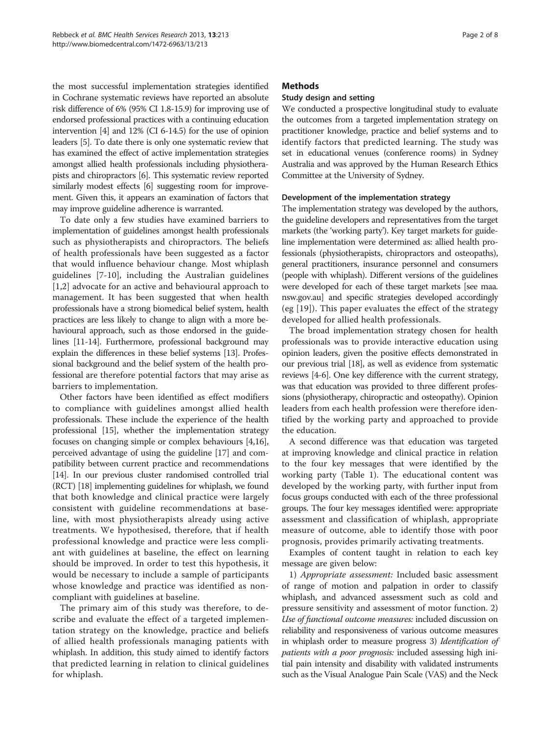the most successful implementation strategies identified in Cochrane systematic reviews have reported an absolute risk difference of 6% (95% CI 1.8-15.9) for improving use of endorsed professional practices with a continuing education intervention [4] and 12% (CI 6-14.5) for the use of opinion leaders [5]. To date there is only one systematic review that has examined the effect of active implementation strategies amongst allied health professionals including physiotherapists and chiropractors [6]. This systematic review reported similarly modest effects [6] suggesting room for improvement. Given this, it appears an examination of factors that may improve guideline adherence is warranted.

To date only a few studies have examined barriers to implementation of guidelines amongst health professionals such as physiotherapists and chiropractors. The beliefs of health professionals have been suggested as a factor that would influence behaviour change. Most whiplash guidelines [7-10], including the Australian guidelines [1,2] advocate for an active and behavioural approach to management. It has been suggested that when health professionals have a strong biomedical belief system, health practices are less likely to change to align with a more behavioural approach, such as those endorsed in the guidelines [11-14]. Furthermore, professional background may explain the differences in these belief systems [13]. Professional background and the belief system of the health professional are therefore potential factors that may arise as barriers to implementation.

Other factors have been identified as effect modifiers to compliance with guidelines amongst allied health professionals. These include the experience of the health professional [15], whether the implementation strategy focuses on changing simple or complex behaviours [4,16], perceived advantage of using the guideline [17] and compatibility between current practice and recommendations [14]. In our previous cluster randomised controlled trial (RCT) [18] implementing guidelines for whiplash, we found that both knowledge and clinical practice were largely consistent with guideline recommendations at baseline, with most physiotherapists already using active treatments. We hypothesised, therefore, that if health professional knowledge and practice were less compliant with guidelines at baseline, the effect on learning should be improved. In order to test this hypothesis, it would be necessary to include a sample of participants whose knowledge and practice was identified as non-compliant with guidelines at baseline.

The primary aim of this study was therefore, to describe and evaluate the effect of a targeted implementation strategy on the knowledge, practice and beliefs of allied health professionals managing patients with whiplash. In addition, this study aimed to identify factors that predicted learning in relation to clinical guidelines for whiplash.

## Methods

### Study design and setting

We conducted a prospective longitudinal study to evaluate the outcomes from a targeted implementation strategy on practitioner knowledge, practice and belief systems and to identify factors that predicted learning. The study was set in educational venues (conference rooms) in Sydney Australia and was approved by the Human Research Ethics Committee at the University of Sydney.

#### Development of the implementation strategy

The implementation strategy was developed by the authors, the guideline developers and representatives from the target markets (the 'working party'). Key target markets for guideline implementation were determined as: allied health professionals (physiotherapists, chiropractors and osteopaths), general practitioners, insurance personnel and consumers (people with whiplash). Different versions of the guidelines were developed for each of these target markets [see maa.nsw.gov.au] and specific strategies developed accordingly (eg [19]). This paper evaluates the effect of the strategy developed for allied health professionals.

The broad implementation strategy chosen for health professionals was to provide interactive education using opinion leaders, given the positive effects demonstrated in our previous trial [18], as well as evidence from systematic reviews [4-6]. One key difference with the current strategy, was that education was provided to three different professions (physiotherapy, chiropractic and osteopathy). Opinion leaders from each health profession were therefore identified by the working party and approached to provide the education.

A second difference was that education was targeted at improving knowledge and clinical practice in relation to the four key messages that were identified by the working party (Table 1). The educational content was developed by the working party, with further input from focus groups conducted with each of the three professional groups. The four key messages identified were: appropriate assessment and classification of whiplash, appropriate measure of outcome, able to identify those with poor prognosis, provides primarily activating treatments.

Examples of content taught in relation to each key message are given below:

1) *Appropriate assessment:* Included basic assessment of range of motion and palpation in order to classify whiplash, and advanced assessment such as cold and pressure sensitivity and assessment of motor function. 2) *Use of functional outcome measures:* included discussion on reliability and responsiveness of various outcome measures in whiplash order to measure progress 3) *Identification of patients with a poor prognosis:* included assessing high initial pain intensity and disability with validated instruments such as the Visual Analogue Pain Scale (VAS) and the Neck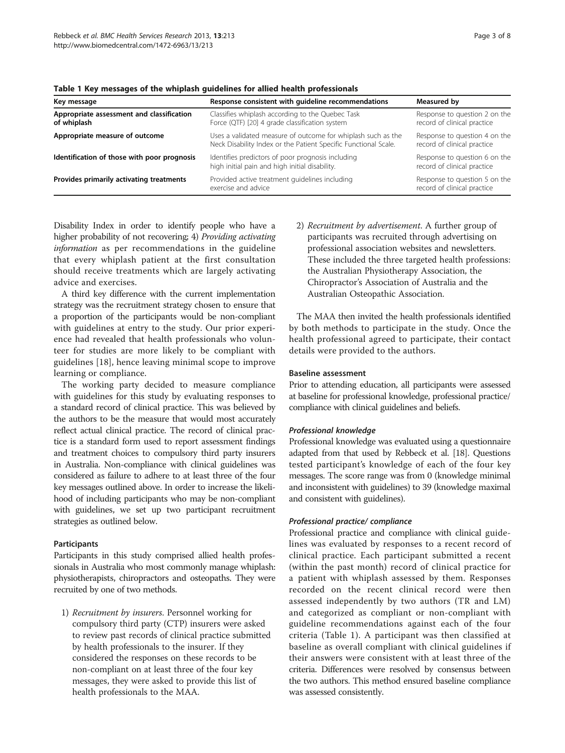**Table 1 Key messages of the whiplash guidelines for allied health professionals**

| Key message | Response consistent with guideline recommendations | Measured by |
|---|---|---|
| **Appropriate assessment and classification of whiplash** | Classifies whiplash according to the Quebec Task Force (QTF) [20] 4 grade classification system | Response to question 2 on the record of clinical practice |
| **Appropriate measure of outcome** | Uses a validated measure of outcome for whiplash such as the Neck Disability Index or the Patient Specific Functional Scale. | Response to question 4 on the record of clinical practice |
| **Identification of those with poor prognosis** | Identifies predictors of poor prognosis including high initial pain and high initial disability. | Response to question 6 on the record of clinical practice |
| **Provides primarily activating treatments** | Provided active treatment guidelines including exercise and advice | Response to question 5 on the record of clinical practice |

Disability Index in order to identify people who have a higher probability of not recovering; 4) *Providing activating information* as per recommendations in the guideline that every whiplash patient at the first consultation should receive treatments which are largely activating advice and exercises.

A third key difference with the current implementation strategy was the recruitment strategy chosen to ensure that a proportion of the participants would be non-compliant with guidelines at entry to the study. Our prior experience had revealed that health professionals who volunteer for studies are more likely to be compliant with guidelines [18], hence leaving minimal scope to improve learning or compliance.

The working party decided to measure compliance with guidelines for this study by evaluating responses to a standard record of clinical practice. This was believed by the authors to be the measure that would most accurately reflect actual clinical practice. The record of clinical practice is a standard form used to report assessment findings and treatment choices to compulsory third party insurers in Australia. Non-compliance with clinical guidelines was considered as failure to adhere to at least three of the four key messages outlined above. In order to increase the likelihood of including participants who may be non-compliant with guidelines, we set up two participant recruitment strategies as outlined below.

### Participants

Participants in this study comprised allied health professionals in Australia who most commonly manage whiplash: physiotherapists, chiropractors and osteopaths. They were recruited by one of two methods.

1) *Recruitment by insurers.* Personnel working for compulsory third party (CTP) insurers were asked to review past records of clinical practice submitted by health professionals to the insurer. If they considered the responses on these records to be non-compliant on at least three of the four key messages, they were asked to provide this list of health professionals to the MAA.
2) *Recruitment by advertisement*. A further group of participants was recruited through advertising on professional association websites and newsletters. These included the three targeted health professions: the Australian Physiotherapy Association, the Chiropractor's Association of Australia and the Australian Osteopathic Association.

The MAA then invited the health professionals identified by both methods to participate in the study. Once the health professional agreed to participate, their contact details were provided to the authors.

### Baseline assessment

Prior to attending education, all participants were assessed at baseline for professional knowledge, professional practice/ compliance with clinical guidelines and beliefs.

#### *Professional knowledge*

Professional knowledge was evaluated using a questionnaire adapted from that used by Rebbeck et al. [18]. Questions tested participant's knowledge of each of the four key messages. The score range was from 0 (knowledge minimal and inconsistent with guidelines) to 39 (knowledge maximal and consistent with guidelines).

#### *Professional practice/ compliance*

Professional practice and compliance with clinical guidelines was evaluated by responses to a recent record of clinical practice. Each participant submitted a recent (within the past month) record of clinical practice for a patient with whiplash assessed by them. Responses recorded on the recent clinical record were then assessed independently by two authors (TR and LM) and categorized as compliant or non-compliant with guideline recommendations against each of the four criteria (Table 1). A participant was then classified at baseline as overall compliant with clinical guidelines if their answers were consistent with at least three of the criteria. Differences were resolved by consensus between the two authors. This method ensured baseline compliance was assessed consistently.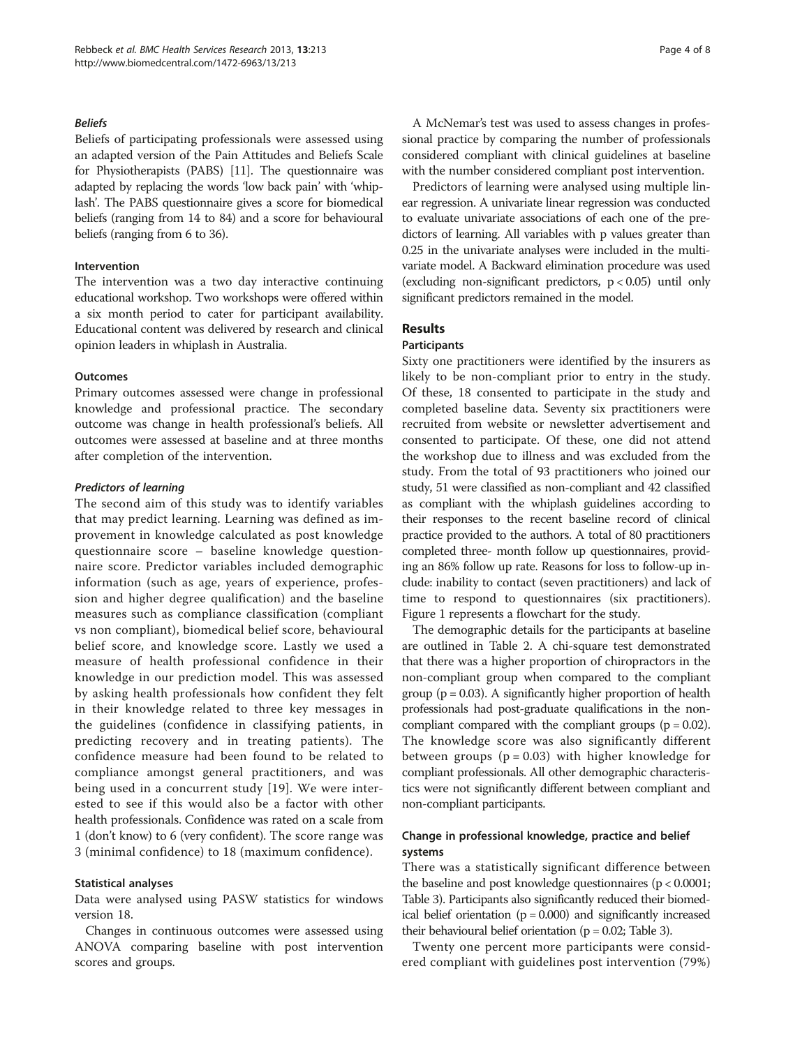#### *Beliefs*

Beliefs of participating professionals were assessed using an adapted version of the Pain Attitudes and Beliefs Scale for Physiotherapists (PABS) [11]. The questionnaire was adapted by replacing the words 'low back pain' with 'whiplash'. The PABS questionnaire gives a score for biomedical beliefs (ranging from 14 to 84) and a score for behavioural beliefs (ranging from 6 to 36).

### Intervention

The intervention was a two day interactive continuing educational workshop. Two workshops were offered within a six month period to cater for participant availability. Educational content was delivered by research and clinical opinion leaders in whiplash in Australia.

### Outcomes

Primary outcomes assessed were change in professional knowledge and professional practice. The secondary outcome was change in health professional's beliefs. All outcomes were assessed at baseline and at three months after completion of the intervention.

#### *Predictors of learning*

The second aim of this study was to identify variables that may predict learning. Learning was defined as improvement in knowledge calculated as post knowledge questionnaire score – baseline knowledge questionnaire score. Predictor variables included demographic information (such as age, years of experience, profession and higher degree qualification) and the baseline measures such as compliance classification (compliant vs non compliant), biomedical belief score, behavioural belief score, and knowledge score. Lastly we used a measure of health professional confidence in their knowledge in our prediction model. This was assessed by asking health professionals how confident they felt in their knowledge related to three key messages in the guidelines (confidence in classifying patients, in predicting recovery and in treating patients). The confidence measure had been found to be related to compliance amongst general practitioners, and was being used in a concurrent study [19]. We were interested to see if this would also be a factor with other health professionals. Confidence was rated on a scale from 1 (don't know) to 6 (very confident). The score range was 3 (minimal confidence) to 18 (maximum confidence).

### Statistical analyses

Data were analysed using PASW statistics for windows version 18.

Changes in continuous outcomes were assessed using ANOVA comparing baseline with post intervention scores and groups.

A McNemar's test was used to assess changes in professional practice by comparing the number of professionals considered compliant with clinical guidelines at baseline with the number considered compliant post intervention.

Predictors of learning were analysed using multiple linear regression. A univariate linear regression was conducted to evaluate univariate associations of each one of the predictors of learning. All variables with p values greater than 0.25 in the univariate analyses were included in the multivariate model. A Backward elimination procedure was used (excluding non-significant predictors, $p < 0.05$) until only significant predictors remained in the model.

## Results

### Participants

Sixty one practitioners were identified by the insurers as likely to be non-compliant prior to entry in the study. Of these, 18 consented to participate in the study and completed baseline data. Seventy six practitioners were recruited from website or newsletter advertisement and consented to participate. Of these, one did not attend the workshop due to illness and was excluded from the study. From the total of 93 practitioners who joined our study, 51 were classified as non-compliant and 42 classified as compliant with the whiplash guidelines according to their responses to the recent baseline record of clinical practice provided to the authors. A total of 80 practitioners completed three- month follow up questionnaires, providing an 86% follow up rate. Reasons for loss to follow-up include: inability to contact (seven practitioners) and lack of time to respond to questionnaires (six practitioners). Figure 1 represents a flowchart for the study.

The demographic details for the participants at baseline are outlined in Table 2. A chi-square test demonstrated that there was a higher proportion of chiropractors in the non-compliant group when compared to the compliant group ($p = 0.03$). A significantly higher proportion of health professionals had post-graduate qualifications in the non-compliant compared with the compliant groups ($p = 0.02$). The knowledge score was also significantly different between groups ($p = 0.03$) with higher knowledge for compliant professionals. All other demographic characteristics were not significantly different between compliant and non-compliant participants.

### Change in professional knowledge, practice and belief systems

There was a statistically significant difference between the baseline and post knowledge questionnaires ($p < 0.0001$; Table 3). Participants also significantly reduced their biomedical belief orientation ($p = 0.000$) and significantly increased their behavioural belief orientation ($p = 0.02$; Table 3).

Twenty one percent more participants were considered compliant with guidelines post intervention (79%)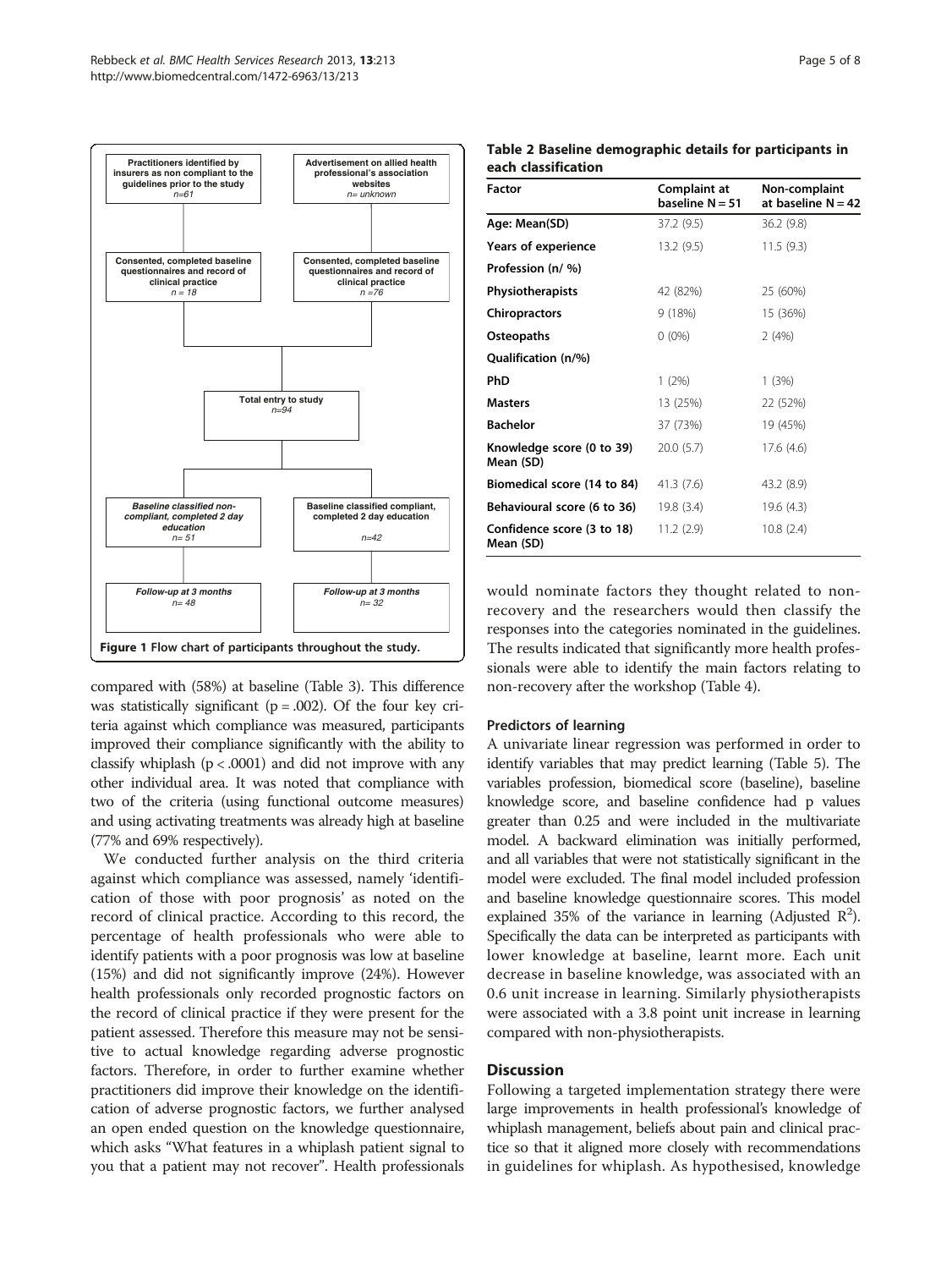Figure 1 Flow chart of participants throughout the study.

compared with (58%) at baseline (Table 3). This difference was statistically significant (p = .002). Of the four key criteria against which compliance was measured, participants improved their compliance significantly with the ability to classify whiplash (p < .0001) and did not improve with any other individual area. It was noted that compliance with two of the criteria (using functional outcome measures) and using activating treatments was already high at baseline (77% and 69% respectively).

We conducted further analysis on the third criteria against which compliance was assessed, namely 'identification of those with poor prognosis' as noted on the record of clinical practice. According to this record, the percentage of health professionals who were able to identify patients with a poor prognosis was low at baseline (15%) and did not significantly improve (24%). However health professionals only recorded prognostic factors on the record of clinical practice if they were present for the patient assessed. Therefore this measure may not be sensitive to actual knowledge regarding adverse prognostic factors. Therefore, in order to further examine whether practitioners did improve their knowledge on the identification of adverse prognostic factors, we further analysed an open ended question on the knowledge questionnaire, which asks "What features in a whiplash patient signal to you that a patient may not recover". Health professionals would nominate factors they thought related to non-recovery and the researchers would then classify the responses into the categories nominated in the guidelines. The results indicated that significantly more health professionals were able to identify the main factors relating to non-recovery after the workshop (Table 4).

**Table 2 Baseline demographic details for participants in each classification**

| Factor | Complaint at baseline N = 51 | Non-complaint at baseline N = 42 |
|---|---|---|
| **Age: Mean(SD)** | 37.2 (9.5) | 36.2 (9.8) |
| **Years of experience** | 13.2 (9.5) | 11.5 (9.3) |
| **Profession (n/ %)** | | |
| **Physiotherapists** | 42 (82%) | 25 (60%) |
| **Chiropractors** | 9 (18%) | 15 (36%) |
| **Osteopaths** | 0 (0%) | 2 (4%) |
| **Qualification (n/%)** | | |
| **PhD** | 1 (2%) | 1 (3%) |
| **Masters** | 13 (25%) | 22 (52%) |
| **Bachelor** | 37 (73%) | 19 (45%) |
| **Knowledge score (0 to 39) Mean (SD)** | 20.0 (5.7) | 17.6 (4.6) |
| **Biomedical score (14 to 84)** | 41.3 (7.6) | 43.2 (8.9) |
| **Behavioural score (6 to 36)** | 19.8 (3.4) | 19.6 (4.3) |
| **Confidence score (3 to 18) Mean (SD)** | 11.2 (2.9) | 10.8 (2.4) |

### Predictors of learning

A univariate linear regression was performed in order to identify variables that may predict learning (Table 5). The variables profession, biomedical score (baseline), baseline knowledge score, and baseline confidence had p values greater than 0.25 and were included in the multivariate model. A backward elimination was initially performed, and all variables that were not statistically significant in the model were excluded. The final model included profession and baseline knowledge questionnaire scores. This model explained 35% of the variance in learning (Adjusted $R^2$). Specifically the data can be interpreted as participants with lower knowledge at baseline, learnt more. Each unit decrease in baseline knowledge, was associated with an 0.6 unit increase in learning. Similarly physiotherapists were associated with a 3.8 point unit increase in learning compared with non-physiotherapists.

## Discussion

Following a targeted implementation strategy there were large improvements in health professional's knowledge of whiplash management, beliefs about pain and clinical practice so that it aligned more closely with recommendations in guidelines for whiplash. As hypothesised, knowledge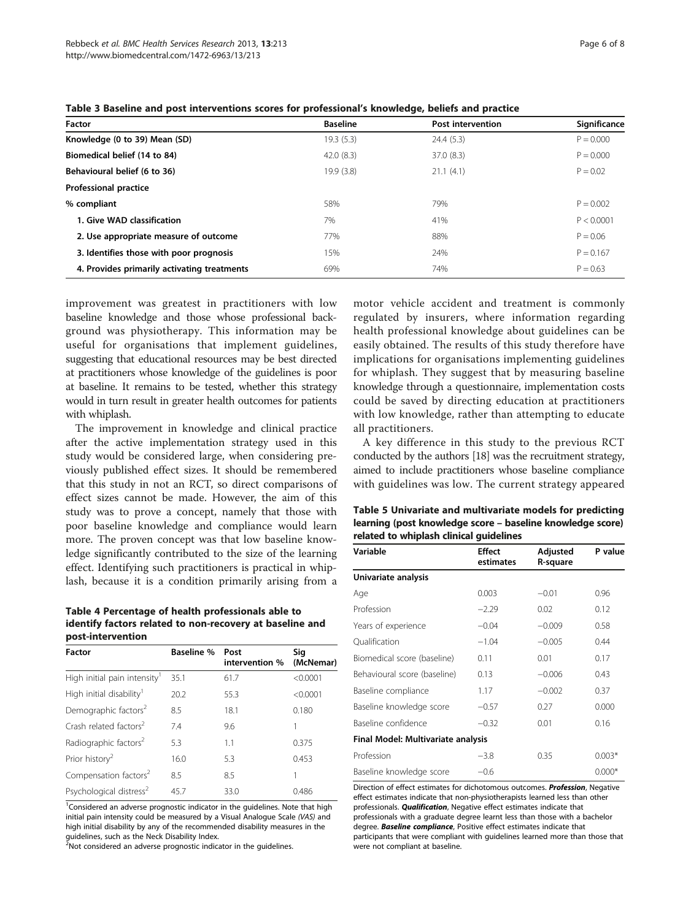**Table 3 Baseline and post interventions scores for professional's knowledge, beliefs and practice**

| Factor | Baseline | Post intervention | Significance |
| --- | --- | --- | --- |
| **Knowledge (0 to 39) Mean (SD)** | 19.3 (5.3) | 24.4 (5.3) | P = 0.000 |
| **Biomedical belief (14 to 84)** | 42.0 (8.3) | 37.0 (8.3) | P = 0.000 |
| **Behavioural belief (6 to 36)** | 19.9 (3.8) | 21.1 (4.1) | P = 0.02 |
| **Professional practice** | | | |
| **% compliant** | 58% | 79% | P = 0.002 |
| **1. Give WAD classification** | 7% | 41% | P < 0.0001 |
| **2. Use appropriate measure of outcome** | 77% | 88% | P = 0.06 |
| **3. Identifies those with poor prognosis** | 15% | 24% | P = 0.167 |
| **4. Provides primarily activating treatments** | 69% | 74% | P = 0.63 |

improvement was greatest in practitioners with low baseline knowledge and those whose professional background was physiotherapy. This information may be useful for organisations that implement guidelines, suggesting that educational resources may be best directed at practitioners whose knowledge of the guidelines is poor at baseline. It remains to be tested, whether this strategy would in turn result in greater health outcomes for patients with whiplash.

The improvement in knowledge and clinical practice after the active implementation strategy used in this study would be considered large, when considering previously published effect sizes. It should be remembered that this study in not an RCT, so direct comparisons of effect sizes cannot be made. However, the aim of this study was to prove a concept, namely that those with poor baseline knowledge and compliance would learn more. The proven concept was that low baseline knowledge significantly contributed to the size of the learning effect. Identifying such practitioners is practical in whiplash, because it is a condition primarily arising from a motor vehicle accident and treatment is commonly regulated by insurers, where information regarding health professional knowledge about guidelines can be easily obtained. The results of this study therefore have implications for organisations implementing guidelines for whiplash. They suggest that by measuring baseline knowledge through a questionnaire, implementation costs could be saved by directing education at practitioners with low knowledge, rather than attempting to educate all practitioners.

A key difference in this study to the previous RCT conducted by the authors [18] was the recruitment strategy, aimed to include practitioners whose baseline compliance with guidelines was low. The current strategy appeared

**Table 4 Percentage of health professionals able to identify factors related to non-recovery at baseline and post-intervention**

| Factor | Baseline % | Post intervention % | Sig (McNemar) |
| --- | --- | --- | --- |
| High initial pain intensity[1] | 35.1 | 61.7 | <0.0001 |
| High initial disability[1] | 20.2 | 55.3 | <0.0001 |
| Demographic factors[2] | 8.5 | 18.1 | 0.180 |
| Crash related factors[2] | 7.4 | 9.6 | 1 |
| Radiographic factors[2] | 5.3 | 1.1 | 0.375 |
| Prior history[2] | 16.0 | 5.3 | 0.453 |
| Compensation factors[2] | 8.5 | 8.5 | 1 |
| Psychological distress[2] | 45.7 | 33.0 | 0.486 |

[1]Considered an adverse prognostic indicator in the guidelines. Note that high initial pain intensity could be measured by a Visual Analogue Scale *(VAS)* and high initial disability by any of the recommended disability measures in the guidelines, such as the Neck Disability Index.
[2]Not considered an adverse prognostic indicator in the guidelines.

**Table 5 Univariate and multivariate models for predicting learning (post knowledge score – baseline knowledge score) related to whiplash clinical guidelines**

| Variable | Effect estimates | Adjusted R-square | P value |
| --- | --- | --- | --- |
| **Univariate analysis** | | | |
| Age | 0.003 | −0.01 | 0.96 |
| Profession | −2.29 | 0.02 | 0.12 |
| Years of experience | −0.04 | −0.009 | 0.58 |
| Qualification | −1.04 | −0.005 | 0.44 |
| Biomedical score (baseline) | 0.11 | 0.01 | 0.17 |
| Behavioural score (baseline) | 0.13 | −0.006 | 0.43 |
| Baseline compliance | 1.17 | −0.002 | 0.37 |
| Baseline knowledge score | −0.57 | 0.27 | 0.000 |
| Baseline confidence | −0.32 | 0.01 | 0.16 |
| **Final Model: Multivariate analysis** | | | |
| Profession | −3.8 | 0.35 | 0.003* |
| Baseline knowledge score | −0.6 | | 0.000* |

Direction of effect estimates for dichotomous outcomes. ***Profession***, Negative effect estimates indicate that non-physiotherapists learned less than other professionals. ***Qualification***, Negative effect estimates indicate that professionals with a graduate degree learnt less than those with a bachelor degree. ***Baseline compliance***, Positive effect estimates indicate that participants that were compliant with guidelines learned more than those that were not compliant at baseline.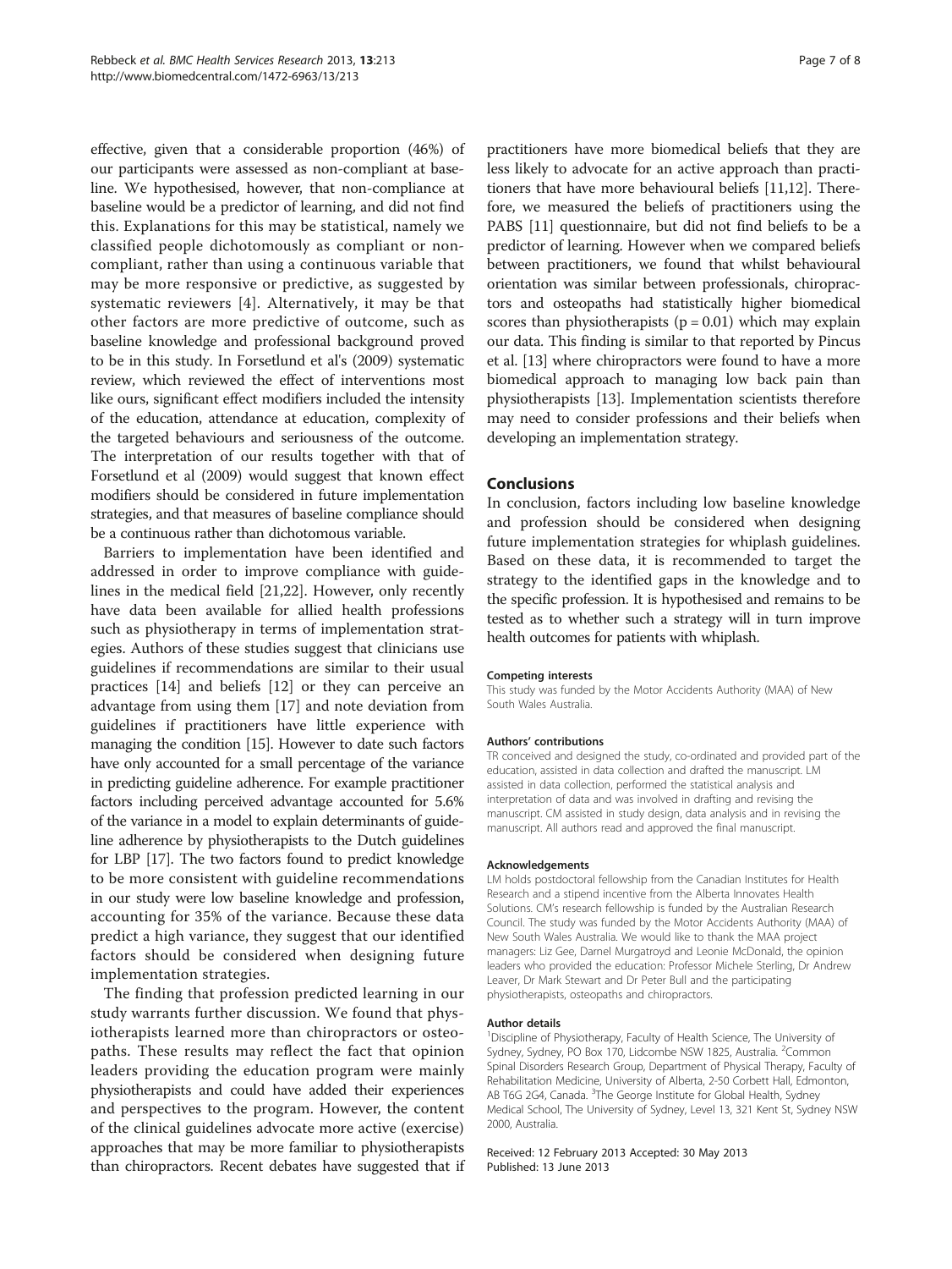effective, given that a considerable proportion (46%) of our participants were assessed as non-compliant at baseline. We hypothesised, however, that non-compliance at baseline would be a predictor of learning, and did not find this. Explanations for this may be statistical, namely we classified people dichotomously as compliant or non-compliant, rather than using a continuous variable that may be more responsive or predictive, as suggested by systematic reviewers [4]. Alternatively, it may be that other factors are more predictive of outcome, such as baseline knowledge and professional background proved to be in this study. In Forsetlund et al's (2009) systematic review, which reviewed the effect of interventions most like ours, significant effect modifiers included the intensity of the education, attendance at education, complexity of the targeted behaviours and seriousness of the outcome. The interpretation of our results together with that of Forsetlund et al (2009) would suggest that known effect modifiers should be considered in future implementation strategies, and that measures of baseline compliance should be a continuous rather than dichotomous variable.

Barriers to implementation have been identified and addressed in order to improve compliance with guidelines in the medical field [21,22]. However, only recently have data been available for allied health professions such as physiotherapy in terms of implementation strategies. Authors of these studies suggest that clinicians use guidelines if recommendations are similar to their usual practices [14] and beliefs [12] or they can perceive an advantage from using them [17] and note deviation from guidelines if practitioners have little experience with managing the condition [15]. However to date such factors have only accounted for a small percentage of the variance in predicting guideline adherence. For example practitioner factors including perceived advantage accounted for 5.6% of the variance in a model to explain determinants of guideline adherence by physiotherapists to the Dutch guidelines for LBP [17]. The two factors found to predict knowledge to be more consistent with guideline recommendations in our study were low baseline knowledge and profession, accounting for 35% of the variance. Because these data predict a high variance, they suggest that our identified factors should be considered when designing future implementation strategies.

The finding that profession predicted learning in our study warrants further discussion. We found that physiotherapists learned more than chiropractors or osteopaths. These results may reflect the fact that opinion leaders providing the education program were mainly physiotherapists and could have added their experiences and perspectives to the program. However, the content of the clinical guidelines advocate more active (exercise) approaches that may be more familiar to physiotherapists than chiropractors. Recent debates have suggested that if practitioners have more biomedical beliefs that they are less likely to advocate for an active approach than practitioners that have more behavioural beliefs [11,12]. Therefore, we measured the beliefs of practitioners using the PABS [11] questionnaire, but did not find beliefs to be a predictor of learning. However when we compared beliefs between practitioners, we found that whilst behavioural orientation was similar between professionals, chiropractors and osteopaths had statistically higher biomedical scores than physiotherapists ($p = 0.01$) which may explain our data. This finding is similar to that reported by Pincus et al. [13] where chiropractors were found to have a more biomedical approach to managing low back pain than physiotherapists [13]. Implementation scientists therefore may need to consider professions and their beliefs when developing an implementation strategy.

## Conclusions

In conclusion, factors including low baseline knowledge and profession should be considered when designing future implementation strategies for whiplash guidelines. Based on these data, it is recommended to target the strategy to the identified gaps in the knowledge and to the specific profession. It is hypothesised and remains to be tested as to whether such a strategy will in turn improve health outcomes for patients with whiplash.

#### Competing interests

This study was funded by the Motor Accidents Authority (MAA) of New South Wales Australia.

#### Authors' contributions

TR conceived and designed the study, co-ordinated and provided part of the education, assisted in data collection and drafted the manuscript. LM assisted in data collection, performed the statistical analysis and interpretation of data and was involved in drafting and revising the manuscript. CM assisted in study design, data analysis and in revising the manuscript. All authors read and approved the final manuscript.

#### Acknowledgements

LM holds postdoctoral fellowship from the Canadian Institutes for Health Research and a stipend incentive from the Alberta Innovates Health Solutions. CM's research fellowship is funded by the Australian Research Council. The study was funded by the Motor Accidents Authority (MAA) of New South Wales Australia. We would like to thank the MAA project managers: Liz Gee, Darnel Murgatroyd and Leonie McDonald, the opinion leaders who provided the education: Professor Michele Sterling, Dr Andrew Leaver, Dr Mark Stewart and Dr Peter Bull and the participating physiotherapists, osteopaths and chiropractors.

#### Author details

[1]Discipline of Physiotherapy, Faculty of Health Science, The University of Sydney, Sydney, PO Box 170, Lidcombe NSW 1825, Australia. [2]Common Spinal Disorders Research Group, Department of Physical Therapy, Faculty of Rehabilitation Medicine, University of Alberta, 2-50 Corbett Hall, Edmonton, AB T6G 2G4, Canada. [3]The George Institute for Global Health, Sydney Medical School, The University of Sydney, Level 13, 321 Kent St, Sydney NSW 2000, Australia.

Received: 12 February 2013 Accepted: 30 May 2013
Published: 13 June 2013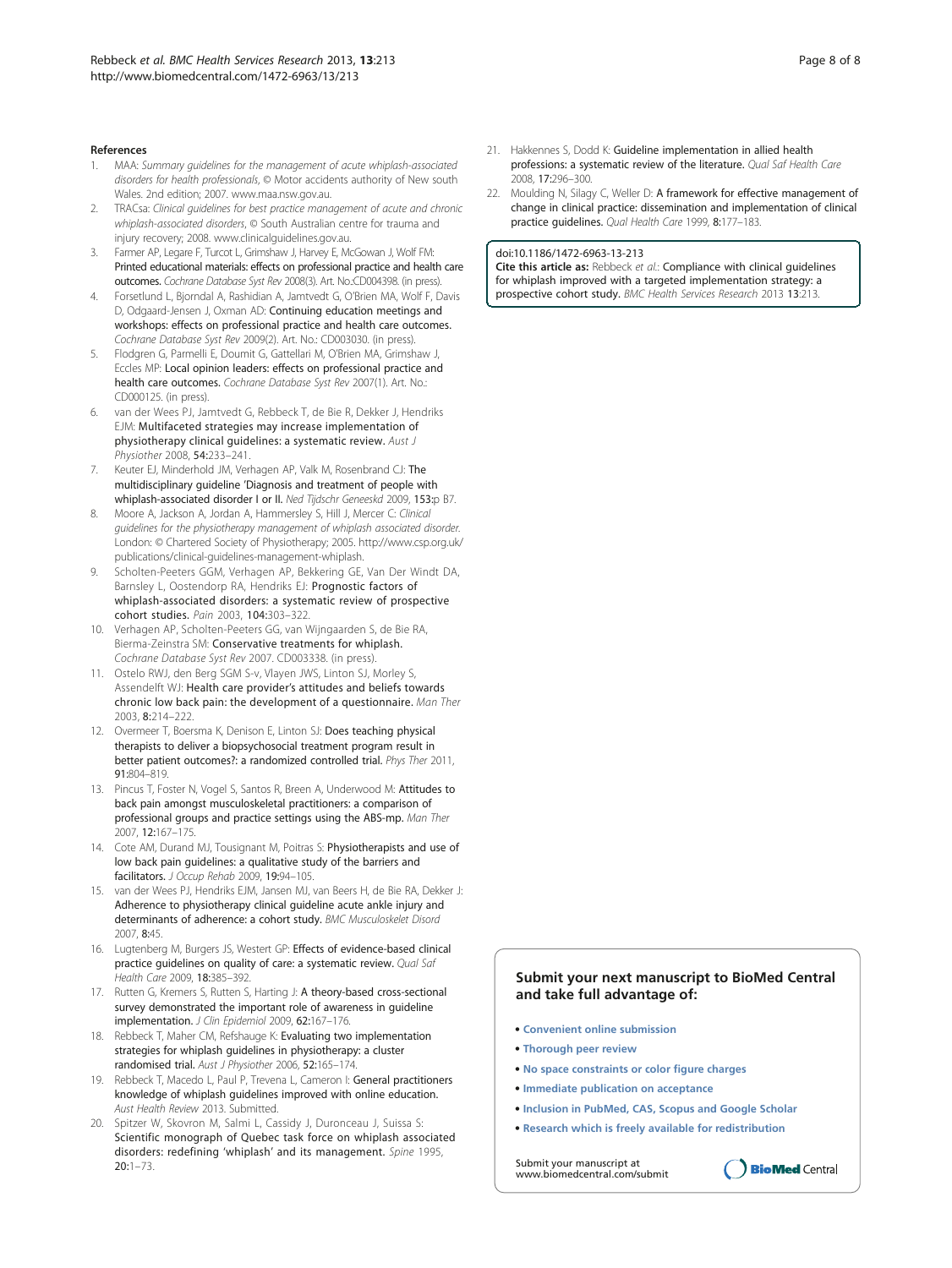## References

1. MAA: *Summary guidelines for the management of acute whiplash-associated disorders for health professionals*, © Motor accidents authority of New south Wales. 2nd edition; 2007. www.maa.nsw.gov.au.
2. TRACsa: *Clinical guidelines for best practice management of acute and chronic whiplash-associated disorders*, © South Australian centre for trauma and injury recovery; 2008. www.clinicalguidelines.gov.au.
3. Farmer AP, Legare F, Turcot L, Grimshaw J, Harvey E, McGowan J, Wolf FM: **Printed educational materials: effects on professional practice and health care outcomes.** *Cochrane Database Syst Rev* 2008(3). Art. No.:CD004398. (in press).
4. Forsetlund L, Bjorndal A, Rashidian A, Jamtvedt G, O'Brien MA, Wolf F, Davis D, Odgaard-Jensen J, Oxman AD: **Continuing education meetings and workshops: effects on professional practice and health care outcomes.** *Cochrane Database Syst Rev* 2009(2). Art. No.: CD003030. (in press).
5. Flodgren G, Parmelli E, Doumit G, Gattellari M, O'Brien MA, Grimshaw J, Eccles MP: **Local opinion leaders: effects on professional practice and health care outcomes.** *Cochrane Database Syst Rev* 2007(1). Art. No.: CD000125. (in press).
6. van der Wees PJ, Jamtvedt G, Rebbeck T, de Bie R, Dekker J, Hendriks EJM: **Multifaceted strategies may increase implementation of physiotherapy clinical guidelines: a systematic review.** *Aust J Physiother* 2008, **54:**233–241.
7. Keuter EJ, Minderhold JM, Verhagen AP, Valk M, Rosenbrand CJ: **The multidisciplinary guideline 'Diagnosis and treatment of people with whiplash-associated disorder I or II.** *Ned Tijdschr Geneeskd* 2009, **153:**p B7.
8. Moore A, Jackson A, Jordan A, Hammersley S, Hill J, Mercer C: *Clinical guidelines for the physiotherapy management of whiplash associated disorder.* London: © Chartered Society of Physiotherapy; 2005. http://www.csp.org.uk/publications/clinical-guidelines-management-whiplash.
9. Scholten-Peeters GGM, Verhagen AP, Bekkering GE, Van Der Windt DA, Barnsley L, Oostendorp RA, Hendriks EJ: **Prognostic factors of whiplash-associated disorders: a systematic review of prospective cohort studies.** *Pain* 2003, **104:**303–322.
10. Verhagen AP, Scholten-Peeters GG, van Wijngaarden S, de Bie RA, Bierma-Zeinstra SM: **Conservative treatments for whiplash.** *Cochrane Database Syst Rev* 2007. CD003338. (in press).
11. Ostelo RWJ, den Berg SGM S-v, Vlayen JWS, Linton SJ, Morley S, Assendelft WJ: **Health care provider's attitudes and beliefs towards chronic low back pain: the development of a questionnaire.** *Man Ther* 2003, **8:**214–222.
12. Overmeer T, Boersma K, Denison E, Linton SJ: **Does teaching physical therapists to deliver a biopsychosocial treatment program result in better patient outcomes?: a randomized controlled trial.** *Phys Ther* 2011, **91:**804–819.
13. Pincus T, Foster N, Vogel S, Santos R, Breen A, Underwood M: **Attitudes to back pain amongst musculoskeletal practitioners: a comparison of professional groups and practice settings using the ABS-mp.** *Man Ther* 2007, **12:**167–175.
14. Cote AM, Durand MJ, Tousignant M, Poitras S: **Physiotherapists and use of low back pain guidelines: a qualitative study of the barriers and facilitators.** *J Occup Rehab* 2009, **19:**94–105.
15. van der Wees PJ, Hendriks EJM, Jansen MJ, van Beers H, de Bie RA, Dekker J: **Adherence to physiotherapy clinical guideline acute ankle injury and determinants of adherence: a cohort study.** *BMC Musculoskelet Disord* 2007, **8:**45.
16. Lugtenberg M, Burgers JS, Westert GP: **Effects of evidence-based clinical practice guidelines on quality of care: a systematic review.** *Qual Saf Health Care* 2009, **18:**385–392.
17. Rutten G, Kremers S, Rutten S, Harting J: **A theory-based cross-sectional survey demonstrated the important role of awareness in guideline implementation.** *J Clin Epidemiol* 2009, **62:**167–176.
18. Rebbeck T, Maher CM, Refshauge K: **Evaluating two implementation strategies for whiplash guidelines in physiotherapy: a cluster randomised trial.** *Aust J Physiother* 2006, **52:**165–174.
19. Rebbeck T, Macedo L, Paul P, Trevena L, Cameron I: **General practitioners knowledge of whiplash guidelines improved with online education.** *Aust Health Review* 2013. Submitted.
20. Spitzer W, Skovron M, Salmi L, Cassidy J, Duronceau J, Suissa S: **Scientific monograph of Quebec task force on whiplash associated disorders: redefining 'whiplash' and its management.** *Spine* 1995, **20:**1–73.
21. Hakkennes S, Dodd K: **Guideline implementation in allied health professions: a systematic review of the literature.** *Qual Saf Health Care* 2008, **17:**296–300.
22. Moulding N, Silagy C, Weller D: **A framework for effective management of change in clinical practice: dissemination and implementation of clinical practice guidelines.** *Qual Health Care* 1999, **8:**177–183.

doi:10.1186/1472-6963-13-213

**Cite this article as:** Rebbeck *et al.*: Compliance with clinical guidelines for whiplash improved with a targeted implementation strategy: a prospective cohort study. *BMC Health Services Research* 2013 **13:**213.

**Submit your next manuscript to BioMed Central and take full advantage of:**

- **Convenient online submission**
- **Thorough peer review**
- **No space constraints or color figure charges**
- **Immediate publication on acceptance**
- **Inclusion in PubMed, CAS, Scopus and Google Scholar**
- **Research which is freely available for redistribution**

Submit your manuscript at www.biomedcentral.com/submit

BioMed Central